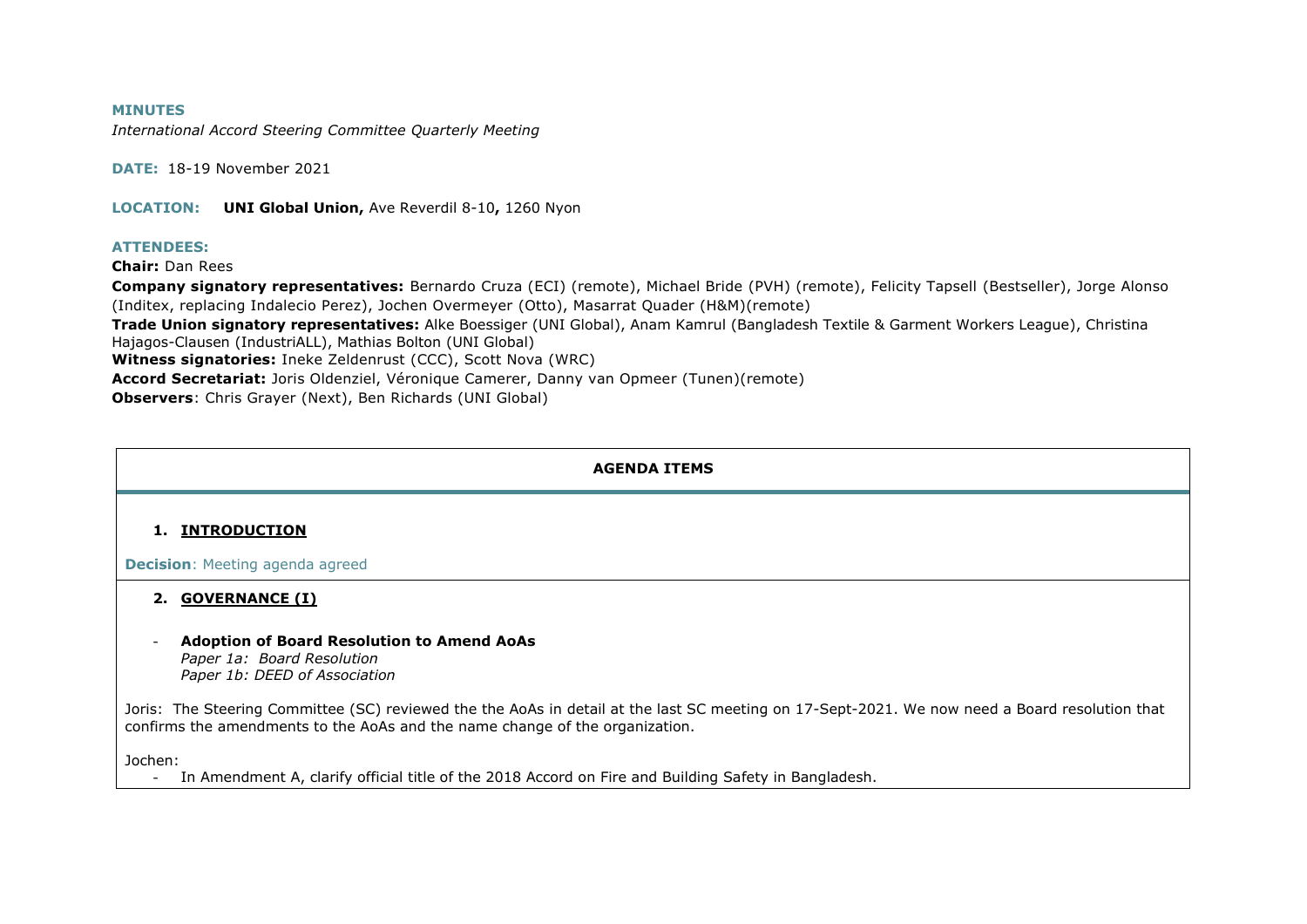**MINUTES**

*International Accord Steering Committee Quarterly Meeting*

**DATE:** 18-19 November 2021

**LOCATION:** **UNI Global Union,** Ave Reverdil 8-10**,** 1260 Nyon

**ATTENDEES:**

**Chair:** Dan Rees

**Company signatory representatives:** Bernardo Cruza (ECI) (remote), Michael Bride (PVH) (remote), Felicity Tapsell (Bestseller), Jorge Alonso (Inditex, replacing Indalecio Perez), Jochen Overmeyer (Otto), Masarrat Quader (H&M)(remote)

**Trade Union signatory representatives:** Alke Boessiger (UNI Global), Anam Kamrul (Bangladesh Textile & Garment Workers League), Christina Hajagos-Clausen (IndustriALL), Mathias Bolton (UNI Global)

**Witness signatories:** Ineke Zeldenrust (CCC), Scott Nova (WRC)

**Accord Secretariat:** Joris Oldenziel, Véronique Camerer, Danny van Opmeer (Tunen)(remote)

**Observers**: Chris Grayer (Next), Ben Richards (UNI Global)

**AGENDA ITEMS**

1. **INTRODUCTION**

**Decision**: Meeting agenda agreed

2. **GOVERNANCE (I)**

- **Adoption of Board Resolution to Amend AoAs**
  *Paper 1a: Board Resolution*
  *Paper 1b: DEED of Association*

Joris: The Steering Committee (SC) reviewed the the AoAs in detail at the last SC meeting on 17-Sept-2021. We now need a Board resolution that confirms the amendments to the AoAs and the name change of the organization.

Jochen:

- In Amendment A, clarify official title of the 2018 Accord on Fire and Building Safety in Bangladesh.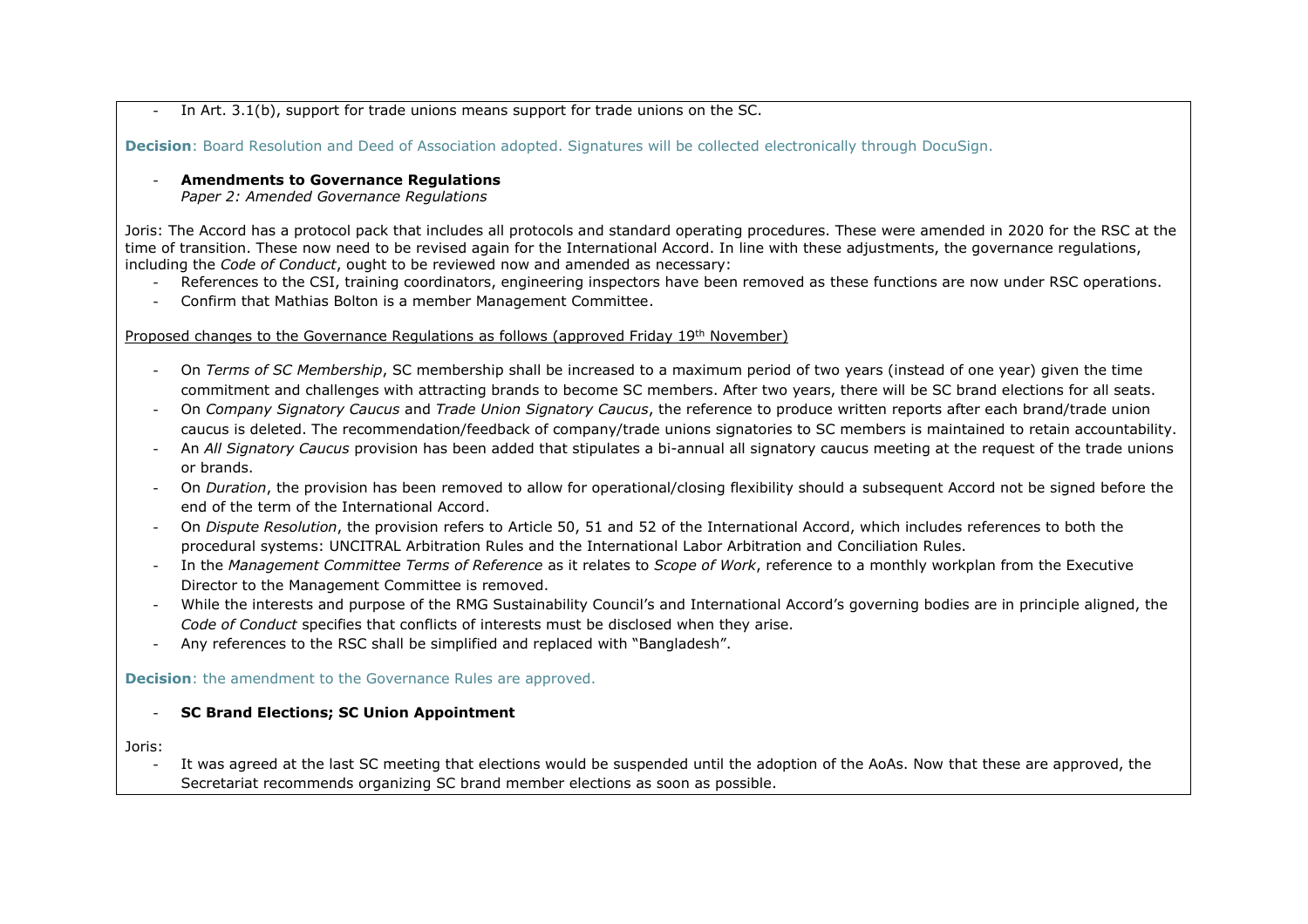- In Art. 3.1(b), support for trade unions means support for trade unions on the SC.

**Decision**: Board Resolution and Deed of Association adopted. Signatures will be collected electronically through DocuSign.

- **Amendments to Governance Regulations**
  *Paper 2: Amended Governance Regulations*

Joris: The Accord has a protocol pack that includes all protocols and standard operating procedures. These were amended in 2020 for the RSC at the time of transition. These now need to be revised again for the International Accord. In line with these adjustments, the governance regulations, including the *Code of Conduct*, ought to be reviewed now and amended as necessary:

- References to the CSI, training coordinators, engineering inspectors have been removed as these functions are now under RSC operations.
- Confirm that Mathias Bolton is a member Management Committee.

Proposed changes to the Governance Regulations as follows (approved Friday 19th November)

- On *Terms of SC Membership*, SC membership shall be increased to a maximum period of two years (instead of one year) given the time commitment and challenges with attracting brands to become SC members. After two years, there will be SC brand elections for all seats.
- On *Company Signatory Caucus* and *Trade Union Signatory Caucus*, the reference to produce written reports after each brand/trade union caucus is deleted. The recommendation/feedback of company/trade unions signatories to SC members is maintained to retain accountability.
- An *All Signatory Caucus* provision has been added that stipulates a bi-annual all signatory caucus meeting at the request of the trade unions or brands.
- On *Duration*, the provision has been removed to allow for operational/closing flexibility should a subsequent Accord not be signed before the end of the term of the International Accord.
- On *Dispute Resolution*, the provision refers to Article 50, 51 and 52 of the International Accord, which includes references to both the procedural systems: UNCITRAL Arbitration Rules and the International Labor Arbitration and Conciliation Rules.
- In the *Management Committee Terms of Reference* as it relates to *Scope of Work*, reference to a monthly workplan from the Executive Director to the Management Committee is removed.
- While the interests and purpose of the RMG Sustainability Council's and International Accord's governing bodies are in principle aligned, the *Code of Conduct* specifies that conflicts of interests must be disclosed when they arise.
- Any references to the RSC shall be simplified and replaced with "Bangladesh".

**Decision**: the amendment to the Governance Rules are approved.

- **SC Brand Elections; SC Union Appointment**

Joris:

- It was agreed at the last SC meeting that elections would be suspended until the adoption of the AoAs. Now that these are approved, the Secretariat recommends organizing SC brand member elections as soon as possible.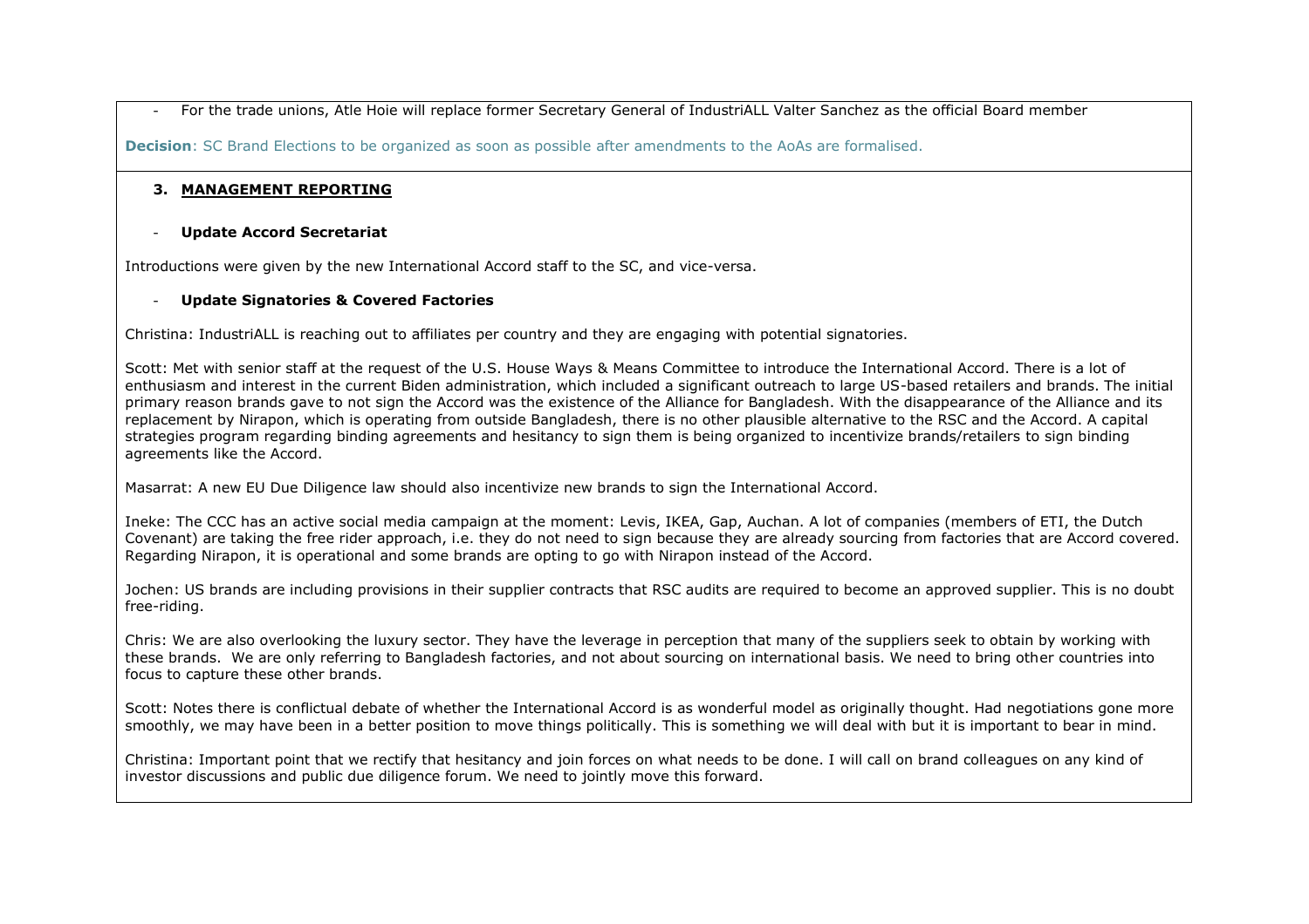- For the trade unions, Atle Hoie will replace former Secretary General of IndustriALL Valter Sanchez as the official Board member

**Decision**: SC Brand Elections to be organized as soon as possible after amendments to the AoAs are formalised.

### 3. MANAGEMENT REPORTING

- **Update Accord Secretariat**

Introductions were given by the new International Accord staff to the SC, and vice-versa.

- **Update Signatories & Covered Factories**

Christina: IndustriALL is reaching out to affiliates per country and they are engaging with potential signatories.

Scott: Met with senior staff at the request of the U.S. House Ways & Means Committee to introduce the International Accord. There is a lot of enthusiasm and interest in the current Biden administration, which included a significant outreach to large US-based retailers and brands. The initial primary reason brands gave to not sign the Accord was the existence of the Alliance for Bangladesh. With the disappearance of the Alliance and its replacement by Nirapon, which is operating from outside Bangladesh, there is no other plausible alternative to the RSC and the Accord. A capital strategies program regarding binding agreements and hesitancy to sign them is being organized to incentivize brands/retailers to sign binding agreements like the Accord.

Masarrat: A new EU Due Diligence law should also incentivize new brands to sign the International Accord.

Ineke: The CCC has an active social media campaign at the moment: Levis, IKEA, Gap, Auchan. A lot of companies (members of ETI, the Dutch Covenant) are taking the free rider approach, i.e. they do not need to sign because they are already sourcing from factories that are Accord covered. Regarding Nirapon, it is operational and some brands are opting to go with Nirapon instead of the Accord.

Jochen: US brands are including provisions in their supplier contracts that RSC audits are required to become an approved supplier. This is no doubt free-riding.

Chris: We are also overlooking the luxury sector. They have the leverage in perception that many of the suppliers seek to obtain by working with these brands. We are only referring to Bangladesh factories, and not about sourcing on international basis. We need to bring other countries into focus to capture these other brands.

Scott: Notes there is conflictual debate of whether the International Accord is as wonderful model as originally thought. Had negotiations gone more smoothly, we may have been in a better position to move things politically. This is something we will deal with but it is important to bear in mind.

Christina: Important point that we rectify that hesitancy and join forces on what needs to be done. I will call on brand colleagues on any kind of investor discussions and public due diligence forum. We need to jointly move this forward.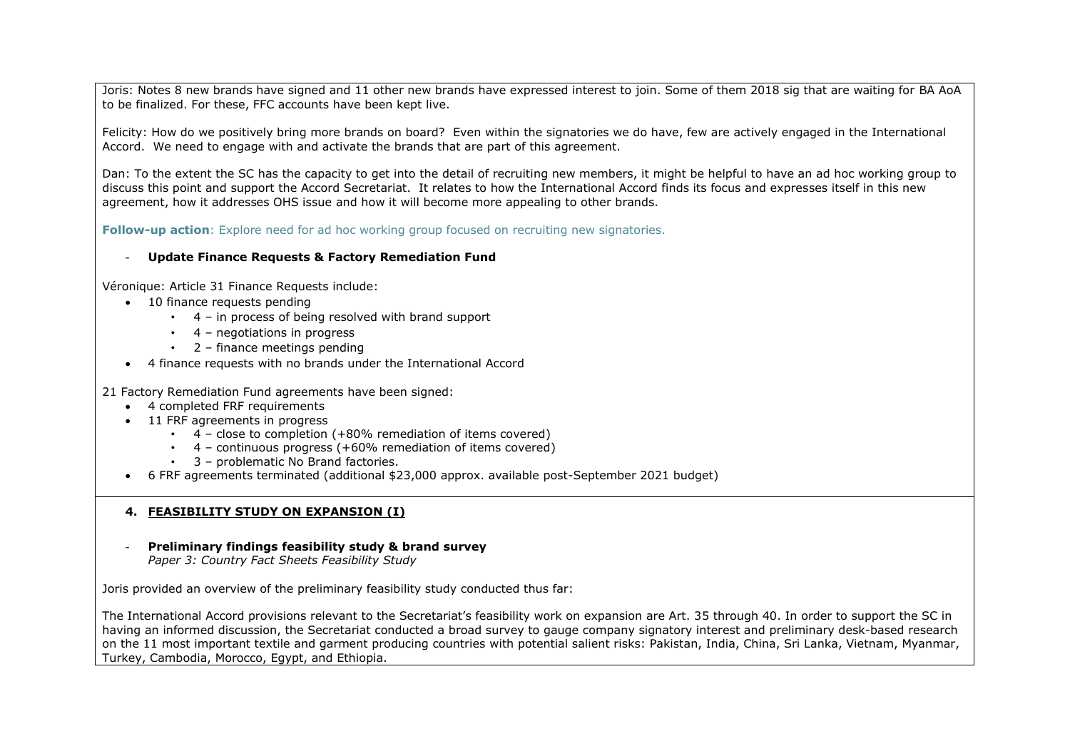Joris: Notes 8 new brands have signed and 11 other new brands have expressed interest to join. Some of them 2018 sig that are waiting for BA AoA to be finalized. For these, FFC accounts have been kept live.

Felicity: How do we positively bring more brands on board? Even within the signatories we do have, few are actively engaged in the International Accord. We need to engage with and activate the brands that are part of this agreement.

Dan: To the extent the SC has the capacity to get into the detail of recruiting new members, it might be helpful to have an ad hoc working group to discuss this point and support the Accord Secretariat. It relates to how the International Accord finds its focus and expresses itself in this new agreement, how it addresses OHS issue and how it will become more appealing to other brands.

**Follow-up action**: Explore need for ad hoc working group focused on recruiting new signatories.

- **Update Finance Requests & Factory Remediation Fund**

Véronique: Article 31 Finance Requests include:

- 10 finance requests pending
  - 4 – in process of being resolved with brand support
  - 4 – negotiations in progress
  - 2 – finance meetings pending
- 4 finance requests with no brands under the International Accord

21 Factory Remediation Fund agreements have been signed:

- 4 completed FRF requirements
- 11 FRF agreements in progress
  - 4 – close to completion (+80% remediation of items covered)
  - 4 – continuous progress (+60% remediation of items covered)
  - 3 – problematic No Brand factories.
- 6 FRF agreements terminated (additional $23,000 approx. available post-September 2021 budget)

## 4. FEASIBILITY STUDY ON EXPANSION (I)

- **Preliminary findings feasibility study & brand survey**
  *Paper 3: Country Fact Sheets Feasibility Study*

Joris provided an overview of the preliminary feasibility study conducted thus far:

The International Accord provisions relevant to the Secretariat's feasibility work on expansion are Art. 35 through 40. In order to support the SC in having an informed discussion, the Secretariat conducted a broad survey to gauge company signatory interest and preliminary desk-based research on the 11 most important textile and garment producing countries with potential salient risks: Pakistan, India, China, Sri Lanka, Vietnam, Myanmar, Turkey, Cambodia, Morocco, Egypt, and Ethiopia.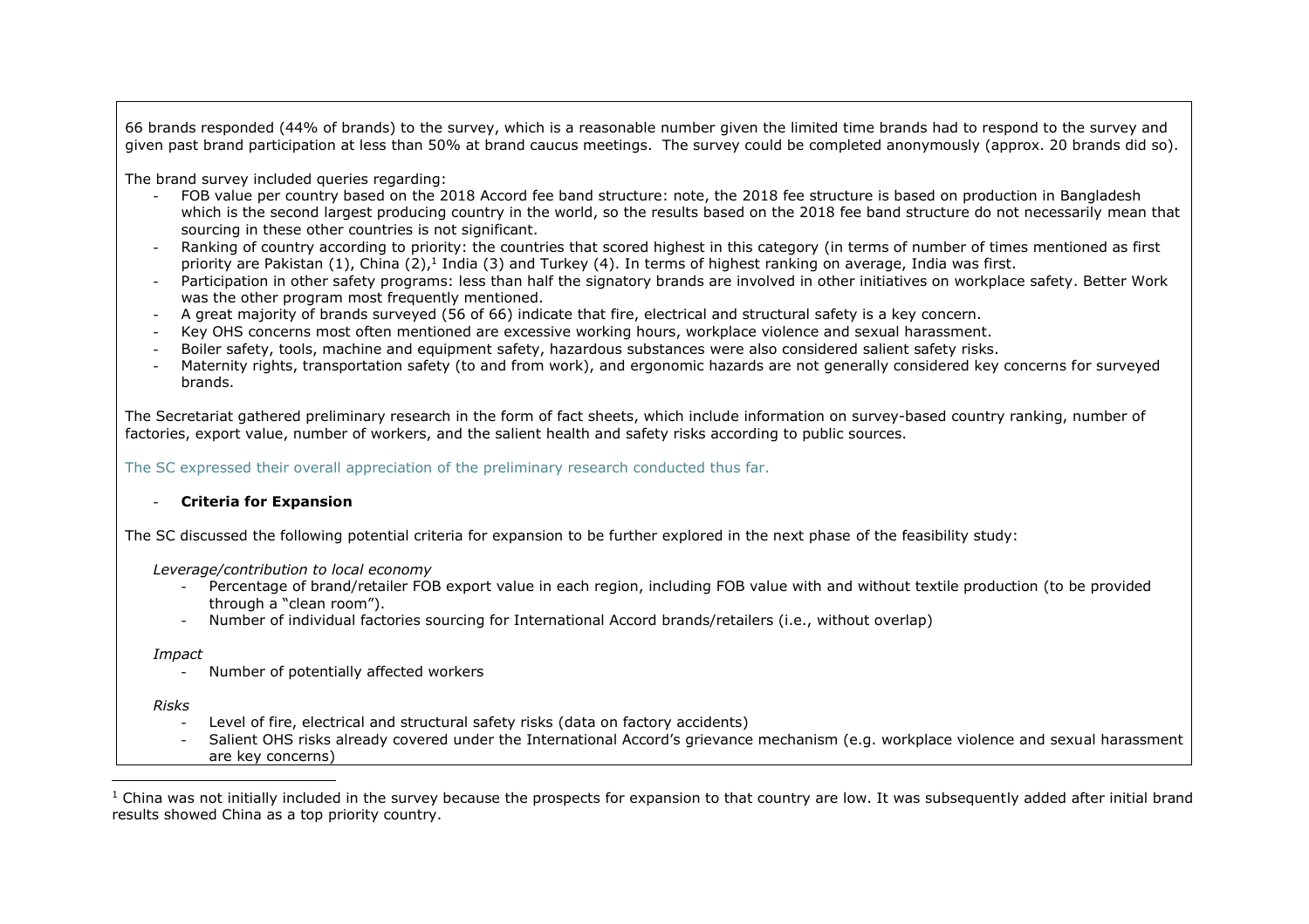66 brands responded (44% of brands) to the survey, which is a reasonable number given the limited time brands had to respond to the survey and given past brand participation at less than 50% at brand caucus meetings. The survey could be completed anonymously (approx. 20 brands did so).

The brand survey included queries regarding:

- FOB value per country based on the 2018 Accord fee band structure: note, the 2018 fee structure is based on production in Bangladesh which is the second largest producing country in the world, so the results based on the 2018 fee band structure do not necessarily mean that sourcing in these other countries is not significant.
- Ranking of country according to priority: the countries that scored highest in this category (in terms of number of times mentioned as first priority are Pakistan (1), China (2),[1] India (3) and Turkey (4). In terms of highest ranking on average, India was first.
- Participation in other safety programs: less than half the signatory brands are involved in other initiatives on workplace safety. Better Work was the other program most frequently mentioned.
- A great majority of brands surveyed (56 of 66) indicate that fire, electrical and structural safety is a key concern.
- Key OHS concerns most often mentioned are excessive working hours, workplace violence and sexual harassment.
- Boiler safety, tools, machine and equipment safety, hazardous substances were also considered salient safety risks.
- Maternity rights, transportation safety (to and from work), and ergonomic hazards are not generally considered key concerns for surveyed brands.

The Secretariat gathered preliminary research in the form of fact sheets, which include information on survey-based country ranking, number of factories, export value, number of workers, and the salient health and safety risks according to public sources.

The SC expressed their overall appreciation of the preliminary research conducted thus far.

- **Criteria for Expansion**

The SC discussed the following potential criteria for expansion to be further explored in the next phase of the feasibility study:

*Leverage/contribution to local economy*

- Percentage of brand/retailer FOB export value in each region, including FOB value with and without textile production (to be provided through a "clean room").
- Number of individual factories sourcing for International Accord brands/retailers (i.e., without overlap)

*Impact*

- Number of potentially affected workers

*Risks*

- Level of fire, electrical and structural safety risks (data on factory accidents)
- Salient OHS risks already covered under the International Accord's grievance mechanism (e.g. workplace violence and sexual harassment are key concerns)

[1] China was not initially included in the survey because the prospects for expansion to that country are low. It was subsequently added after initial brand results showed China as a top priority country.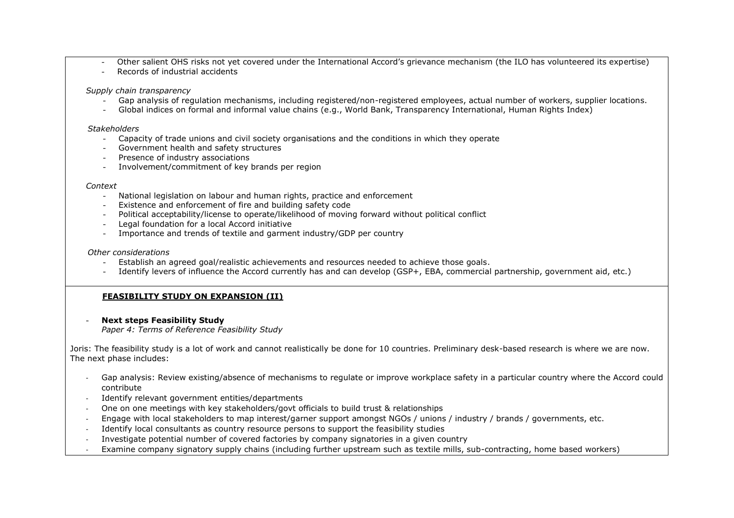- Other salient OHS risks not yet covered under the International Accord's grievance mechanism (the ILO has volunteered its expertise)
- Records of industrial accidents

*Supply chain transparency*

- Gap analysis of regulation mechanisms, including registered/non-registered employees, actual number of workers, supplier locations.
- Global indices on formal and informal value chains (e.g., World Bank, Transparency International, Human Rights Index)

*Stakeholders*

- Capacity of trade unions and civil society organisations and the conditions in which they operate
- Government health and safety structures
- Presence of industry associations
- Involvement/commitment of key brands per region

*Context*

- National legislation on labour and human rights, practice and enforcement
- Existence and enforcement of fire and building safety code
- Political acceptability/license to operate/likelihood of moving forward without political conflict
- Legal foundation for a local Accord initiative
- Importance and trends of textile and garment industry/GDP per country

*Other considerations*

- Establish an agreed goal/realistic achievements and resources needed to achieve those goals.
- Identify levers of influence the Accord currently has and can develop (GSP+, EBA, commercial partnership, government aid, etc.)

**<u>FEASIBILITY STUDY ON EXPANSION (II)</u>**

- **Next steps Feasibility Study**
  *Paper 4: Terms of Reference Feasibility Study*

Joris: The feasibility study is a lot of work and cannot realistically be done for 10 countries. Preliminary desk-based research is where we are now. The next phase includes:

- Gap analysis: Review existing/absence of mechanisms to regulate or improve workplace safety in a particular country where the Accord could contribute
- Identify relevant government entities/departments
- One on one meetings with key stakeholders/govt officials to build trust & relationships
- Engage with local stakeholders to map interest/garner support amongst NGOs / unions / industry / brands / governments, etc.
- Identify local consultants as country resource persons to support the feasibility studies
- Investigate potential number of covered factories by company signatories in a given country
- Examine company signatory supply chains (including further upstream such as textile mills, sub-contracting, home based workers)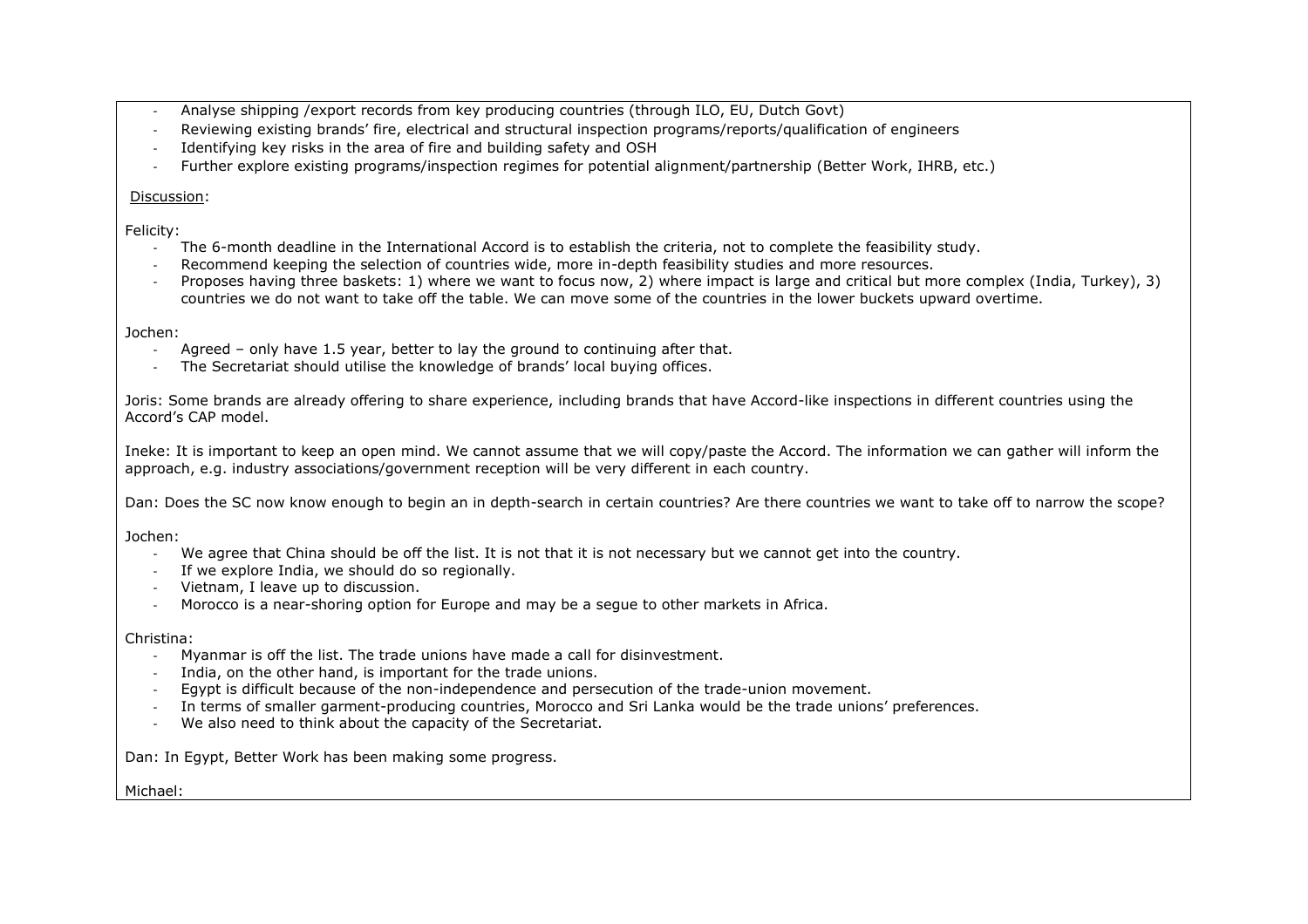- Analyse shipping /export records from key producing countries (through ILO, EU, Dutch Govt)
- Reviewing existing brands' fire, electrical and structural inspection programs/reports/qualification of engineers
- Identifying key risks in the area of fire and building safety and OSH
- Further explore existing programs/inspection regimes for potential alignment/partnership (Better Work, IHRB, etc.)

<u>Discussion</u>:

Felicity:

- The 6-month deadline in the International Accord is to establish the criteria, not to complete the feasibility study.
- Recommend keeping the selection of countries wide, more in-depth feasibility studies and more resources.
- Proposes having three baskets: 1) where we want to focus now, 2) where impact is large and critical but more complex (India, Turkey), 3) countries we do not want to take off the table. We can move some of the countries in the lower buckets upward overtime.

Jochen:

- Agreed – only have 1.5 year, better to lay the ground to continuing after that.
- The Secretariat should utilise the knowledge of brands' local buying offices.

Joris: Some brands are already offering to share experience, including brands that have Accord-like inspections in different countries using the Accord's CAP model.

Ineke: It is important to keep an open mind. We cannot assume that we will copy/paste the Accord. The information we can gather will inform the approach, e.g. industry associations/government reception will be very different in each country.

Dan: Does the SC now know enough to begin an in depth-search in certain countries? Are there countries we want to take off to narrow the scope?

Jochen:

- We agree that China should be off the list. It is not that it is not necessary but we cannot get into the country.
- If we explore India, we should do so regionally.
- Vietnam, I leave up to discussion.
- Morocco is a near-shoring option for Europe and may be a segue to other markets in Africa.

Christina:

- Myanmar is off the list. The trade unions have made a call for disinvestment.
- India, on the other hand, is important for the trade unions.
- Egypt is difficult because of the non-independence and persecution of the trade-union movement.
- In terms of smaller garment-producing countries, Morocco and Sri Lanka would be the trade unions' preferences.
- We also need to think about the capacity of the Secretariat.

Dan: In Egypt, Better Work has been making some progress.

Michael: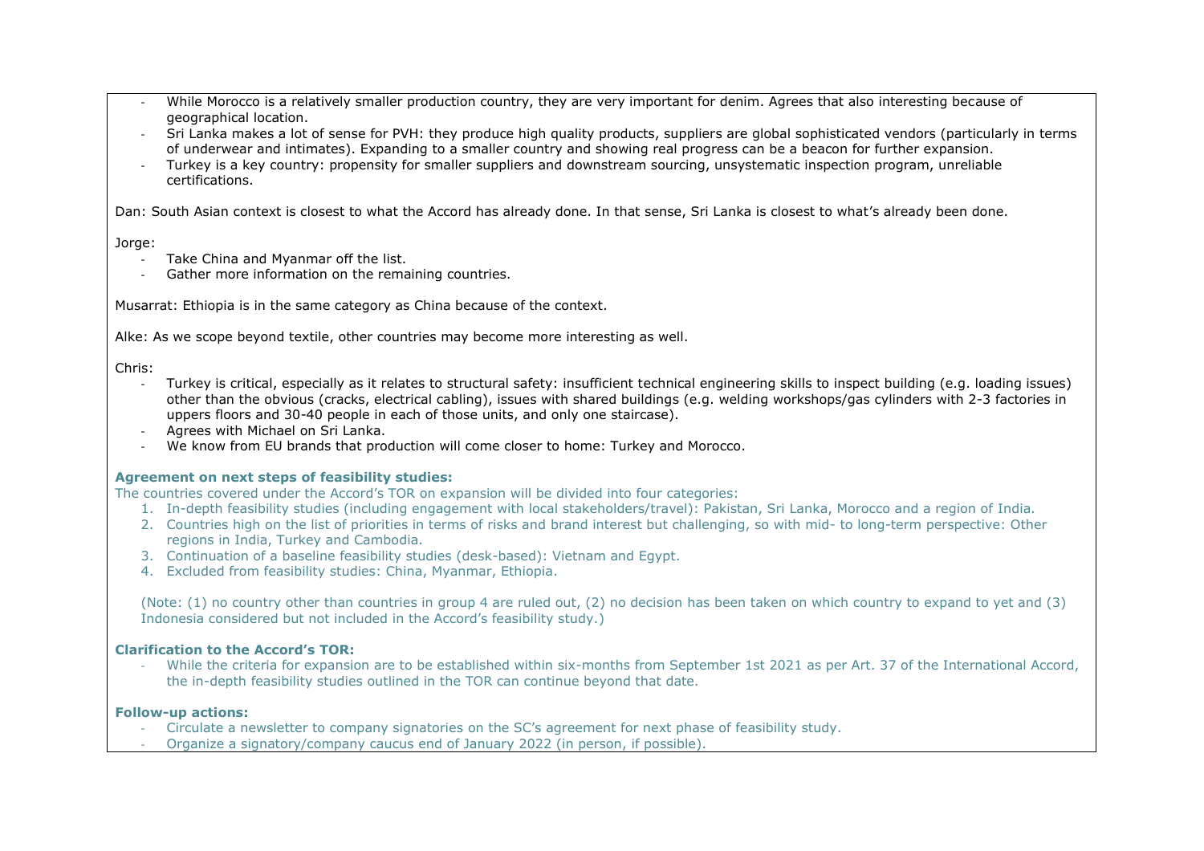- While Morocco is a relatively smaller production country, they are very important for denim. Agrees that also interesting because of geographical location.
- Sri Lanka makes a lot of sense for PVH: they produce high quality products, suppliers are global sophisticated vendors (particularly in terms of underwear and intimates). Expanding to a smaller country and showing real progress can be a beacon for further expansion.
- Turkey is a key country: propensity for smaller suppliers and downstream sourcing, unsystematic inspection program, unreliable certifications.

Dan: South Asian context is closest to what the Accord has already done. In that sense, Sri Lanka is closest to what's already been done.

Jorge:

- Take China and Myanmar off the list.
- Gather more information on the remaining countries.

Musarrat: Ethiopia is in the same category as China because of the context.

Alke: As we scope beyond textile, other countries may become more interesting as well.

Chris:

- Turkey is critical, especially as it relates to structural safety: insufficient technical engineering skills to inspect building (e.g. loading issues) other than the obvious (cracks, electrical cabling), issues with shared buildings (e.g. welding workshops/gas cylinders with 2-3 factories in uppers floors and 30-40 people in each of those units, and only one staircase).
- Agrees with Michael on Sri Lanka.
- We know from EU brands that production will come closer to home: Turkey and Morocco.

**Agreement on next steps of feasibility studies:**

The countries covered under the Accord's TOR on expansion will be divided into four categories:

1. In-depth feasibility studies (including engagement with local stakeholders/travel): Pakistan, Sri Lanka, Morocco and a region of India.
2. Countries high on the list of priorities in terms of risks and brand interest but challenging, so with mid- to long-term perspective: Other regions in India, Turkey and Cambodia.
3. Continuation of a baseline feasibility studies (desk-based): Vietnam and Egypt.
4. Excluded from feasibility studies: China, Myanmar, Ethiopia.

(Note: (1) no country other than countries in group 4 are ruled out, (2) no decision has been taken on which country to expand to yet and (3) Indonesia considered but not included in the Accord's feasibility study.)

**Clarification to the Accord's TOR:**

- While the criteria for expansion are to be established within six-months from September 1st 2021 as per Art. 37 of the International Accord, the in-depth feasibility studies outlined in the TOR can continue beyond that date.

**Follow-up actions:**

- Circulate a newsletter to company signatories on the SC's agreement for next phase of feasibility study.
- Organize a signatory/company caucus end of January 2022 (in person, if possible).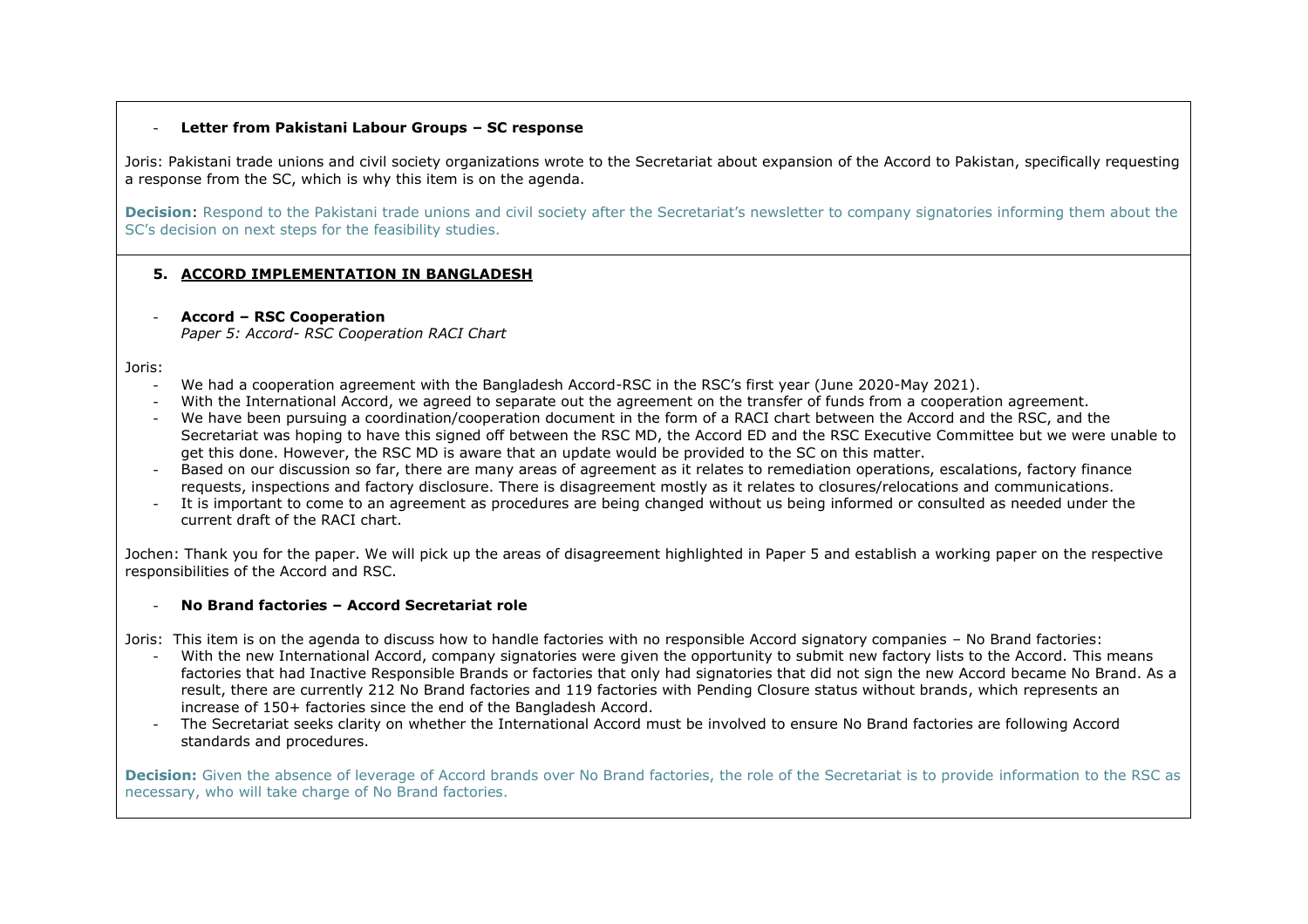- **Letter from Pakistani Labour Groups – SC response**

Joris: Pakistani trade unions and civil society organizations wrote to the Secretariat about expansion of the Accord to Pakistan, specifically requesting a response from the SC, which is why this item is on the agenda.

**Decision**: Respond to the Pakistani trade unions and civil society after the Secretariat's newsletter to company signatories informing them about the SC's decision on next steps for the feasibility studies.

## 5. ACCORD IMPLEMENTATION IN BANGLADESH

- **Accord – RSC Cooperation**
  *Paper 5: Accord- RSC Cooperation RACI Chart*

Joris:

- We had a cooperation agreement with the Bangladesh Accord-RSC in the RSC's first year (June 2020-May 2021).
- With the International Accord, we agreed to separate out the agreement on the transfer of funds from a cooperation agreement.
- We have been pursuing a coordination/cooperation document in the form of a RACI chart between the Accord and the RSC, and the Secretariat was hoping to have this signed off between the RSC MD, the Accord ED and the RSC Executive Committee but we were unable to get this done. However, the RSC MD is aware that an update would be provided to the SC on this matter.
- Based on our discussion so far, there are many areas of agreement as it relates to remediation operations, escalations, factory finance requests, inspections and factory disclosure. There is disagreement mostly as it relates to closures/relocations and communications.
- It is important to come to an agreement as procedures are being changed without us being informed or consulted as needed under the current draft of the RACI chart.

Jochen: Thank you for the paper. We will pick up the areas of disagreement highlighted in Paper 5 and establish a working paper on the respective responsibilities of the Accord and RSC.

- **No Brand factories – Accord Secretariat role**

Joris: This item is on the agenda to discuss how to handle factories with no responsible Accord signatory companies – No Brand factories:

- With the new International Accord, company signatories were given the opportunity to submit new factory lists to the Accord. This means factories that had Inactive Responsible Brands or factories that only had signatories that did not sign the new Accord became No Brand. As a result, there are currently 212 No Brand factories and 119 factories with Pending Closure status without brands, which represents an increase of 150+ factories since the end of the Bangladesh Accord.
- The Secretariat seeks clarity on whether the International Accord must be involved to ensure No Brand factories are following Accord standards and procedures.

**Decision:** Given the absence of leverage of Accord brands over No Brand factories, the role of the Secretariat is to provide information to the RSC as necessary, who will take charge of No Brand factories.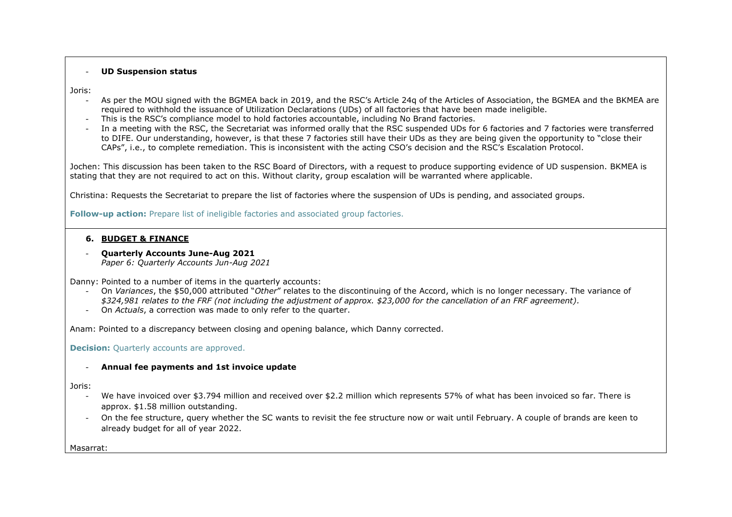- **UD Suspension status**

Joris:

- As per the MOU signed with the BGMEA back in 2019, and the RSC's Article 24q of the Articles of Association, the BGMEA and the BKMEA are required to withhold the issuance of Utilization Declarations (UDs) of all factories that have been made ineligible.
- This is the RSC's compliance model to hold factories accountable, including No Brand factories.
- In a meeting with the RSC, the Secretariat was informed orally that the RSC suspended UDs for 6 factories and 7 factories were transferred to DIFE. Our understanding, however, is that these 7 factories still have their UDs as they are being given the opportunity to "close their CAPs", i.e., to complete remediation. This is inconsistent with the acting CSO's decision and the RSC's Escalation Protocol.

Jochen: This discussion has been taken to the RSC Board of Directors, with a request to produce supporting evidence of UD suspension. BKMEA is stating that they are not required to act on this. Without clarity, group escalation will be warranted where applicable.

Christina: Requests the Secretariat to prepare the list of factories where the suspension of UDs is pending, and associated groups.

**Follow-up action:** Prepare list of ineligible factories and associated group factories.

### 6. BUDGET & FINANCE

- **Quarterly Accounts June-Aug 2021**
  *Paper 6: Quarterly Accounts Jun-Aug 2021*

Danny: Pointed to a number of items in the quarterly accounts:

- On *Variances*, the $50,000 attributed "*Other*" relates to the discontinuing of the Accord, which is no longer necessary. The variance of *$324,981 relates to the FRF (not including the adjustment of approx. $23,000 for the cancellation of an FRF agreement).*
- On *Actuals*, a correction was made to only refer to the quarter.

Anam: Pointed to a discrepancy between closing and opening balance, which Danny corrected.

**Decision:** Quarterly accounts are approved.

- **Annual fee payments and 1st invoice update**

Joris:

- We have invoiced over $3.794 million and received over $2.2 million which represents 57% of what has been invoiced so far. There is approx. $1.58 million outstanding.
- On the fee structure, query whether the SC wants to revisit the fee structure now or wait until February. A couple of brands are keen to already budget for all of year 2022.

Masarrat: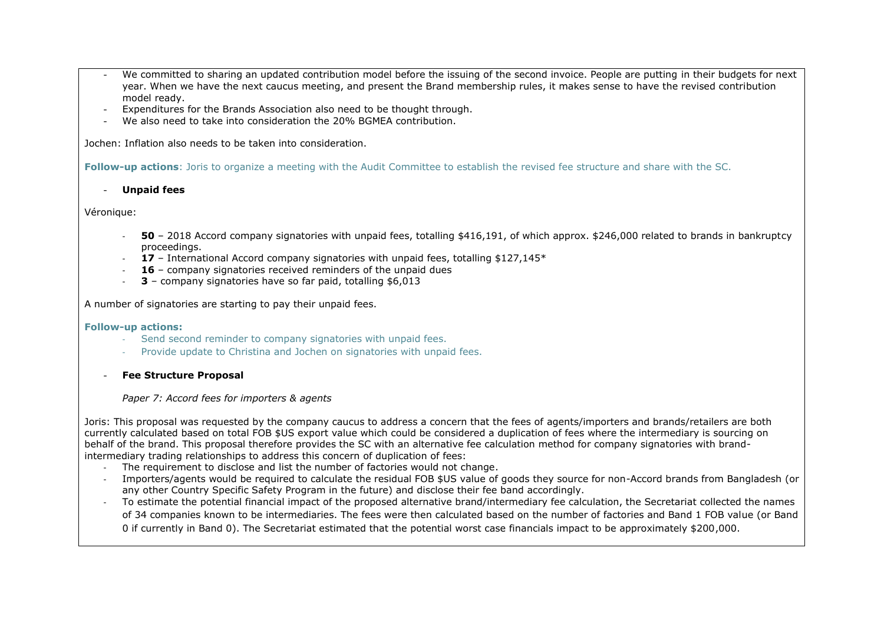- We committed to sharing an updated contribution model before the issuing of the second invoice. People are putting in their budgets for next year. When we have the next caucus meeting, and present the Brand membership rules, it makes sense to have the revised contribution model ready.
- Expenditures for the Brands Association also need to be thought through.
- We also need to take into consideration the 20% BGMEA contribution.

Jochen: Inflation also needs to be taken into consideration.

**Follow-up actions**: Joris to organize a meeting with the Audit Committee to establish the revised fee structure and share with the SC.

- **Unpaid fees**

Véronique:

- **50** – 2018 Accord company signatories with unpaid fees, totalling $416,191, of which approx. $246,000 related to brands in bankruptcy proceedings.
- **17** – International Accord company signatories with unpaid fees, totalling $127,145*
- **16** – company signatories received reminders of the unpaid dues
- **3** – company signatories have so far paid, totalling $6,013

A number of signatories are starting to pay their unpaid fees.

**Follow-up actions:**

- Send second reminder to company signatories with unpaid fees.
- Provide update to Christina and Jochen on signatories with unpaid fees.

- **Fee Structure Proposal**

*Paper 7: Accord fees for importers & agents*

Joris: This proposal was requested by the company caucus to address a concern that the fees of agents/importers and brands/retailers are both currently calculated based on total FOB $US export value which could be considered a duplication of fees where the intermediary is sourcing on behalf of the brand. This proposal therefore provides the SC with an alternative fee calculation method for company signatories with brand-intermediary trading relationships to address this concern of duplication of fees:

- The requirement to disclose and list the number of factories would not change.
- Importers/agents would be required to calculate the residual FOB $US value of goods they source for non-Accord brands from Bangladesh (or any other Country Specific Safety Program in the future) and disclose their fee band accordingly.
- To estimate the potential financial impact of the proposed alternative brand/intermediary fee calculation, the Secretariat collected the names of 34 companies known to be intermediaries. The fees were then calculated based on the number of factories and Band 1 FOB value (or Band 0 if currently in Band 0). The Secretariat estimated that the potential worst case financials impact to be approximately $200,000.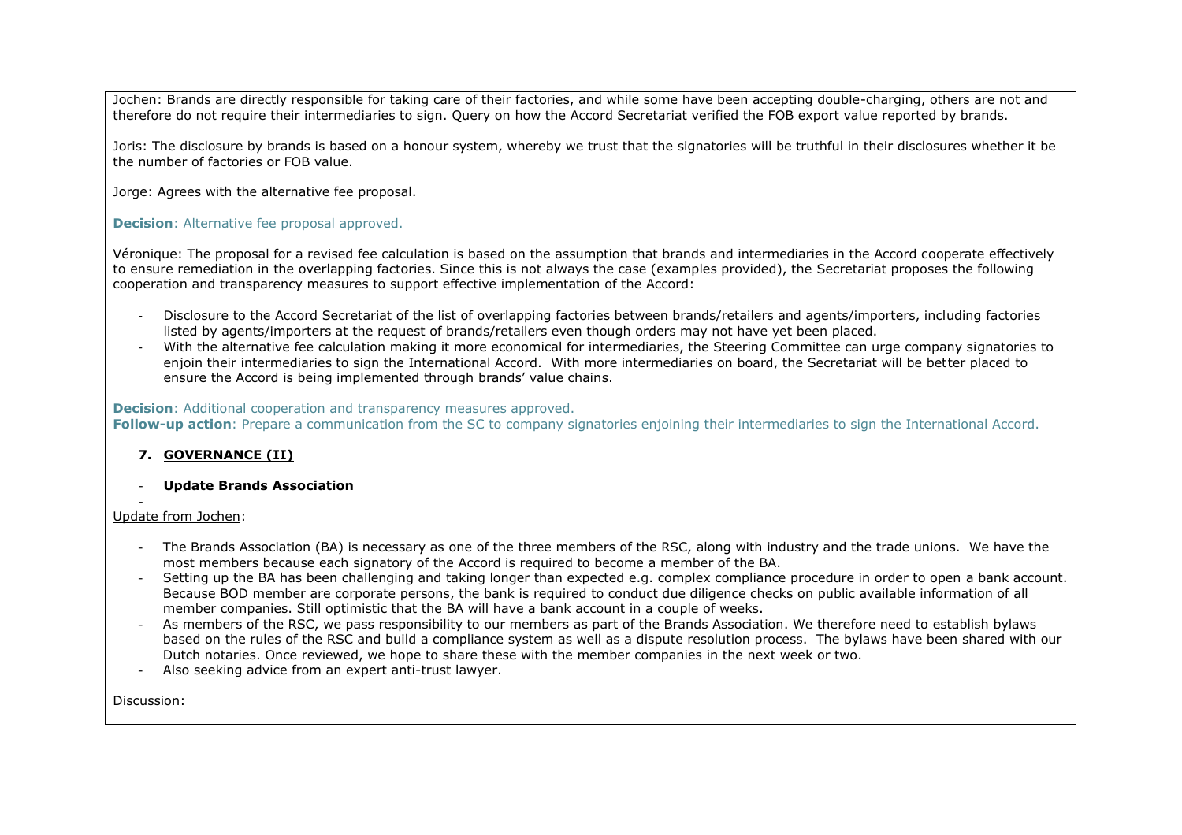Jochen: Brands are directly responsible for taking care of their factories, and while some have been accepting double-charging, others are not and therefore do not require their intermediaries to sign. Query on how the Accord Secretariat verified the FOB export value reported by brands.

Joris: The disclosure by brands is based on a honour system, whereby we trust that the signatories will be truthful in their disclosures whether it be the number of factories or FOB value.

Jorge: Agrees with the alternative fee proposal.

**Decision**: Alternative fee proposal approved.

Véronique: The proposal for a revised fee calculation is based on the assumption that brands and intermediaries in the Accord cooperate effectively to ensure remediation in the overlapping factories. Since this is not always the case (examples provided), the Secretariat proposes the following cooperation and transparency measures to support effective implementation of the Accord:

- Disclosure to the Accord Secretariat of the list of overlapping factories between brands/retailers and agents/importers, including factories listed by agents/importers at the request of brands/retailers even though orders may not have yet been placed.
- With the alternative fee calculation making it more economical for intermediaries, the Steering Committee can urge company signatories to enjoin their intermediaries to sign the International Accord. With more intermediaries on board, the Secretariat will be better placed to ensure the Accord is being implemented through brands' value chains.

**Decision**: Additional cooperation and transparency measures approved.
**Follow-up action**: Prepare a communication from the SC to company signatories enjoining their intermediaries to sign the International Accord.

## 7. GOVERNANCE (II)

- **Update Brands Association**

Update from Jochen:

- The Brands Association (BA) is necessary as one of the three members of the RSC, along with industry and the trade unions. We have the most members because each signatory of the Accord is required to become a member of the BA.
- Setting up the BA has been challenging and taking longer than expected e.g. complex compliance procedure in order to open a bank account. Because BOD member are corporate persons, the bank is required to conduct due diligence checks on public available information of all member companies. Still optimistic that the BA will have a bank account in a couple of weeks.
- As members of the RSC, we pass responsibility to our members as part of the Brands Association. We therefore need to establish bylaws based on the rules of the RSC and build a compliance system as well as a dispute resolution process. The bylaws have been shared with our Dutch notaries. Once reviewed, we hope to share these with the member companies in the next week or two.
- Also seeking advice from an expert anti-trust lawyer.

Discussion: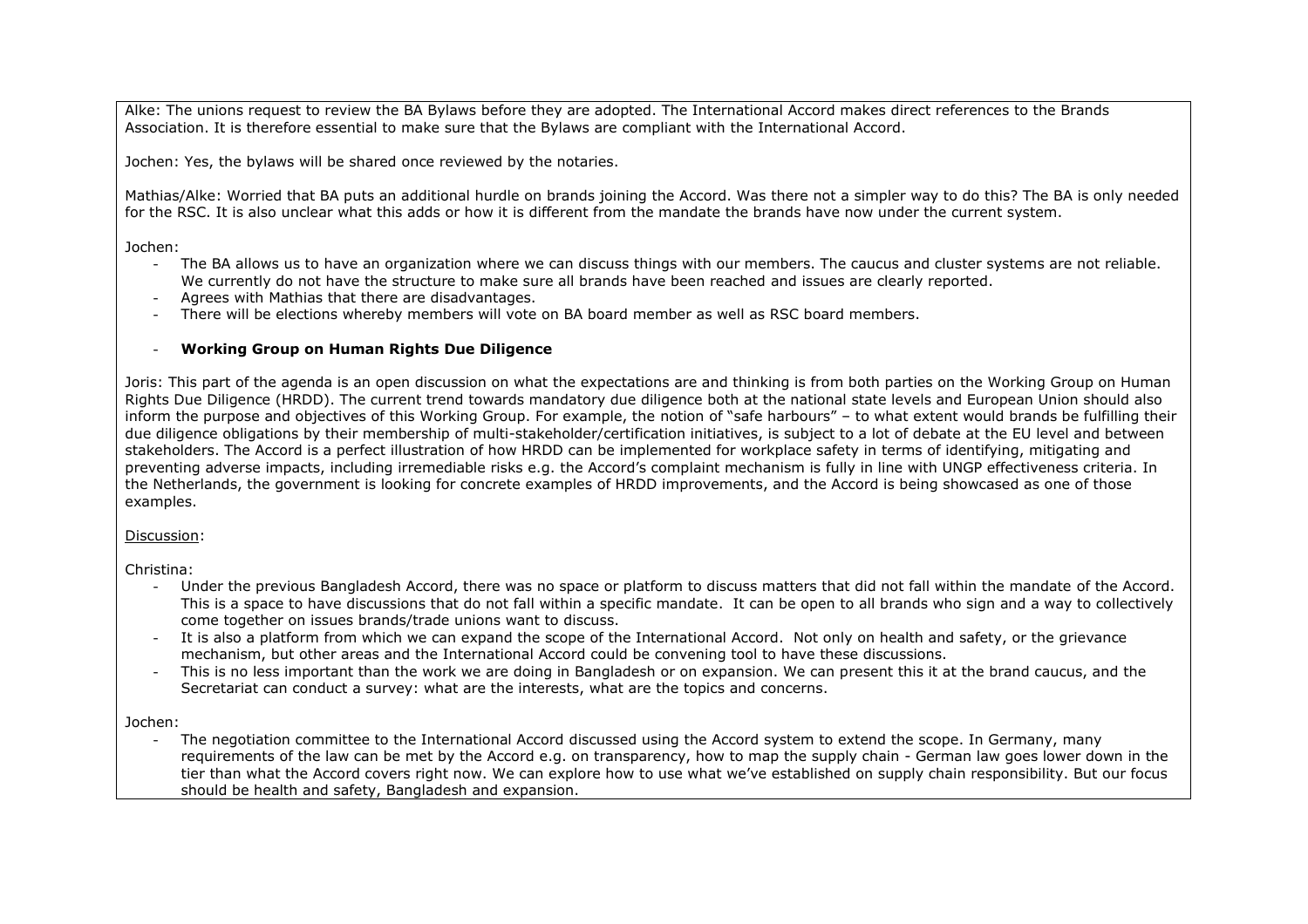Alke: The unions request to review the BA Bylaws before they are adopted. The International Accord makes direct references to the Brands Association. It is therefore essential to make sure that the Bylaws are compliant with the International Accord.

Jochen: Yes, the bylaws will be shared once reviewed by the notaries.

Mathias/Alke: Worried that BA puts an additional hurdle on brands joining the Accord. Was there not a simpler way to do this? The BA is only needed for the RSC. It is also unclear what this adds or how it is different from the mandate the brands have now under the current system.

Jochen:

- The BA allows us to have an organization where we can discuss things with our members. The caucus and cluster systems are not reliable. We currently do not have the structure to make sure all brands have been reached and issues are clearly reported.
- Agrees with Mathias that there are disadvantages.
- There will be elections whereby members will vote on BA board member as well as RSC board members.

- **Working Group on Human Rights Due Diligence**

Joris: This part of the agenda is an open discussion on what the expectations are and thinking is from both parties on the Working Group on Human Rights Due Diligence (HRDD). The current trend towards mandatory due diligence both at the national state levels and European Union should also inform the purpose and objectives of this Working Group. For example, the notion of "safe harbours" – to what extent would brands be fulfilling their due diligence obligations by their membership of multi-stakeholder/certification initiatives, is subject to a lot of debate at the EU level and between stakeholders. The Accord is a perfect illustration of how HRDD can be implemented for workplace safety in terms of identifying, mitigating and preventing adverse impacts, including irremediable risks e.g. the Accord's complaint mechanism is fully in line with UNGP effectiveness criteria. In the Netherlands, the government is looking for concrete examples of HRDD improvements, and the Accord is being showcased as one of those examples.

Discussion:

Christina:

- Under the previous Bangladesh Accord, there was no space or platform to discuss matters that did not fall within the mandate of the Accord. This is a space to have discussions that do not fall within a specific mandate. It can be open to all brands who sign and a way to collectively come together on issues brands/trade unions want to discuss.
- It is also a platform from which we can expand the scope of the International Accord. Not only on health and safety, or the grievance mechanism, but other areas and the International Accord could be convening tool to have these discussions.
- This is no less important than the work we are doing in Bangladesh or on expansion. We can present this it at the brand caucus, and the Secretariat can conduct a survey: what are the interests, what are the topics and concerns.

Jochen:

- The negotiation committee to the International Accord discussed using the Accord system to extend the scope. In Germany, many requirements of the law can be met by the Accord e.g. on transparency, how to map the supply chain - German law goes lower down in the tier than what the Accord covers right now. We can explore how to use what we've established on supply chain responsibility. But our focus should be health and safety, Bangladesh and expansion.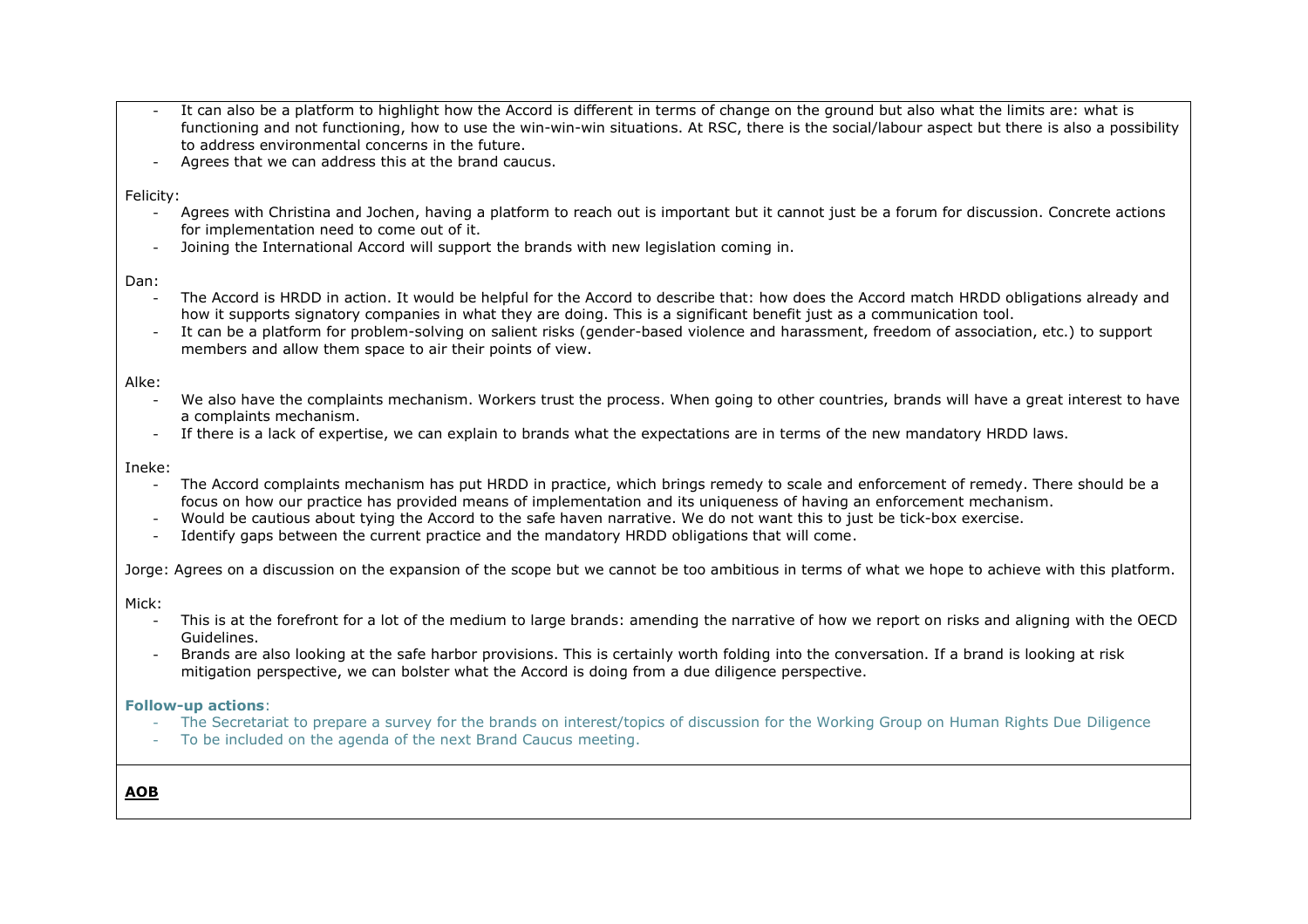- It can also be a platform to highlight how the Accord is different in terms of change on the ground but also what the limits are: what is functioning and not functioning, how to use the win-win-win situations. At RSC, there is the social/labour aspect but there is also a possibility to address environmental concerns in the future.
- Agrees that we can address this at the brand caucus.

Felicity:

- Agrees with Christina and Jochen, having a platform to reach out is important but it cannot just be a forum for discussion. Concrete actions for implementation need to come out of it.
- Joining the International Accord will support the brands with new legislation coming in.

Dan:

- The Accord is HRDD in action. It would be helpful for the Accord to describe that: how does the Accord match HRDD obligations already and how it supports signatory companies in what they are doing. This is a significant benefit just as a communication tool.
- It can be a platform for problem-solving on salient risks (gender-based violence and harassment, freedom of association, etc.) to support members and allow them space to air their points of view.

Alke:

- We also have the complaints mechanism. Workers trust the process. When going to other countries, brands will have a great interest to have a complaints mechanism.
- If there is a lack of expertise, we can explain to brands what the expectations are in terms of the new mandatory HRDD laws.

Ineke:

- The Accord complaints mechanism has put HRDD in practice, which brings remedy to scale and enforcement of remedy. There should be a focus on how our practice has provided means of implementation and its uniqueness of having an enforcement mechanism.
- Would be cautious about tying the Accord to the safe haven narrative. We do not want this to just be tick-box exercise.
- Identify gaps between the current practice and the mandatory HRDD obligations that will come.

Jorge: Agrees on a discussion on the expansion of the scope but we cannot be too ambitious in terms of what we hope to achieve with this platform.

Mick:

- This is at the forefront for a lot of the medium to large brands: amending the narrative of how we report on risks and aligning with the OECD Guidelines.
- Brands are also looking at the safe harbor provisions. This is certainly worth folding into the conversation. If a brand is looking at risk mitigation perspective, we can bolster what the Accord is doing from a due diligence perspective.

**Follow-up actions**:

- The Secretariat to prepare a survey for the brands on interest/topics of discussion for the Working Group on Human Rights Due Diligence
- To be included on the agenda of the next Brand Caucus meeting.

**AOB**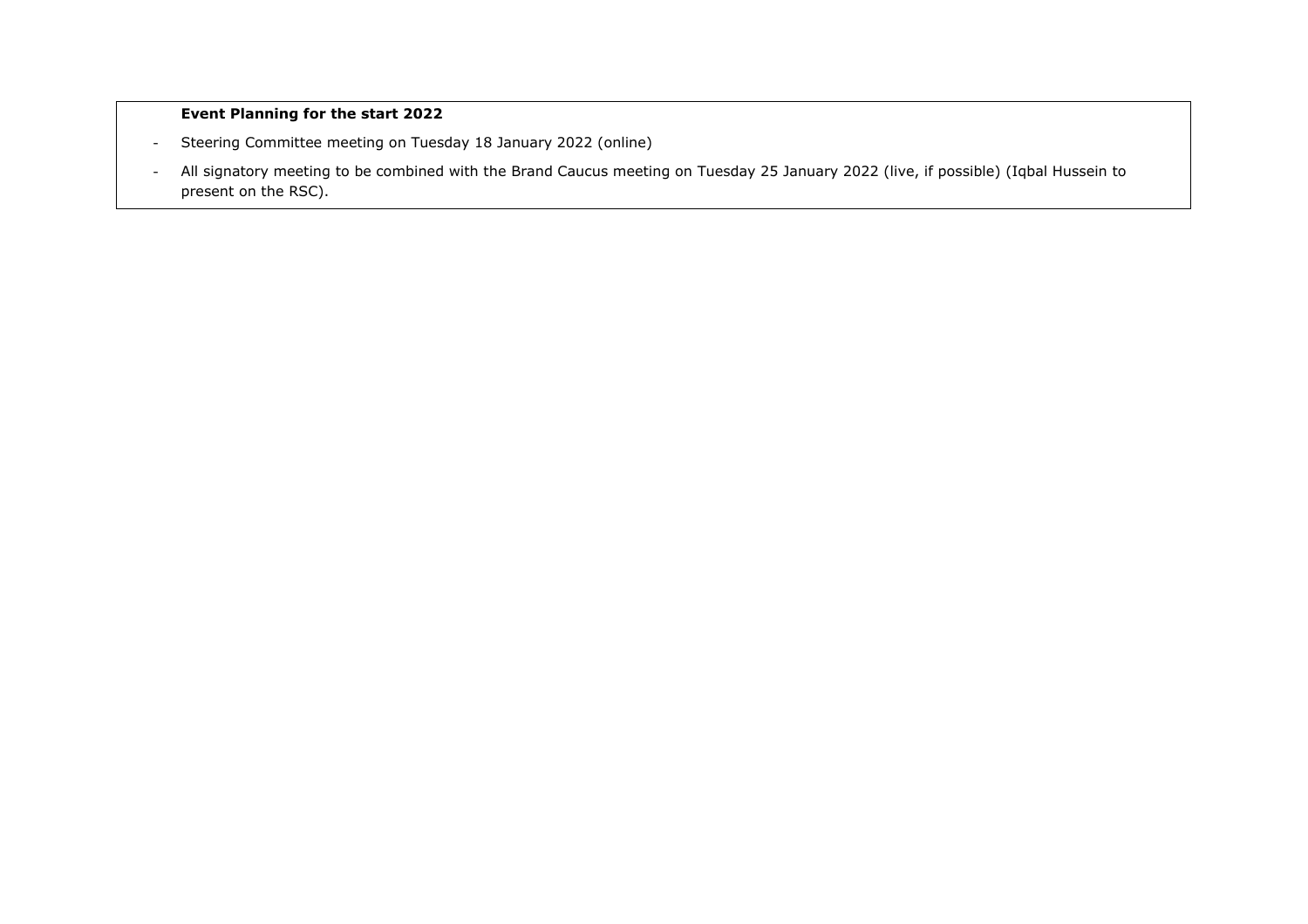**Event Planning for the start 2022**

- Steering Committee meeting on Tuesday 18 January 2022 (online)
- All signatory meeting to be combined with the Brand Caucus meeting on Tuesday 25 January 2022 (live, if possible) (Iqbal Hussein to present on the RSC).